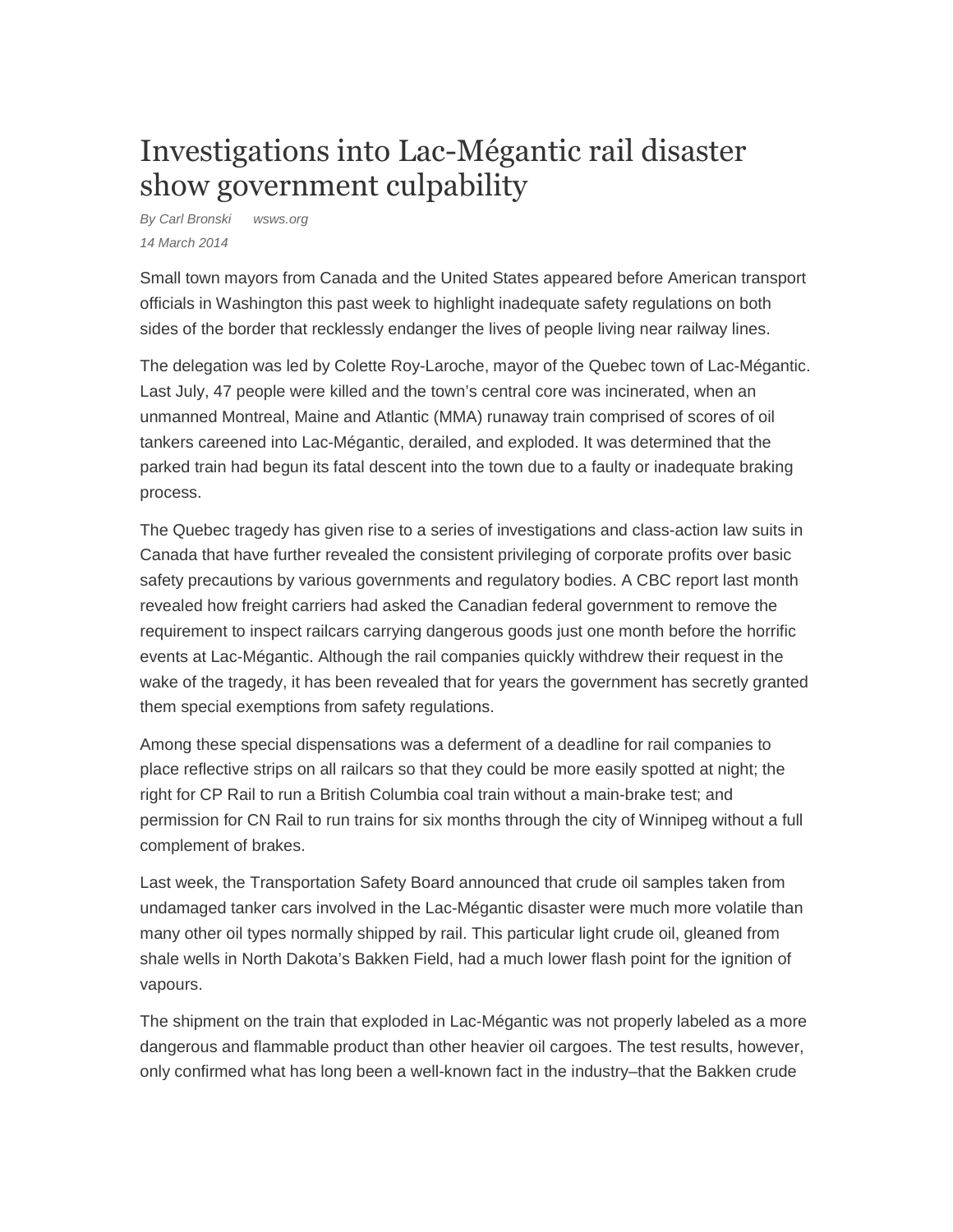# Investigations into Lac-Mégantic rail disaster show government culpability

*By Carl Bronski      wsws.org*

*14 March 2014*

Small town mayors from Canada and the United States appeared before American transport officials in Washington this past week to highlight inadequate safety regulations on both sides of the border that recklessly endanger the lives of people living near railway lines.

The delegation was led by Colette Roy-Laroche, mayor of the Quebec town of Lac-Mégantic. Last July, 47 people were killed and the town's central core was incinerated, when an unmanned Montreal, Maine and Atlantic (MMA) runaway train comprised of scores of oil tankers careened into Lac-Mégantic, derailed, and exploded. It was determined that the parked train had begun its fatal descent into the town due to a faulty or inadequate braking process.

The Quebec tragedy has given rise to a series of investigations and class-action law suits in Canada that have further revealed the consistent privileging of corporate profits over basic safety precautions by various governments and regulatory bodies. A CBC report last month revealed how freight carriers had asked the Canadian federal government to remove the requirement to inspect railcars carrying dangerous goods just one month before the horrific events at Lac-Mégantic. Although the rail companies quickly withdrew their request in the wake of the tragedy, it has been revealed that for years the government has secretly granted them special exemptions from safety regulations.

Among these special dispensations was a deferment of a deadline for rail companies to place reflective strips on all railcars so that they could be more easily spotted at night; the right for CP Rail to run a British Columbia coal train without a main-brake test; and permission for CN Rail to run trains for six months through the city of Winnipeg without a full complement of brakes.

Last week, the Transportation Safety Board announced that crude oil samples taken from undamaged tanker cars involved in the Lac-Mégantic disaster were much more volatile than many other oil types normally shipped by rail. This particular light crude oil, gleaned from shale wells in North Dakota's Bakken Field, had a much lower flash point for the ignition of vapours.

The shipment on the train that exploded in Lac-Mégantic was not properly labeled as a more dangerous and flammable product than other heavier oil cargoes. The test results, however, only confirmed what has long been a well-known fact in the industry–that the Bakken crude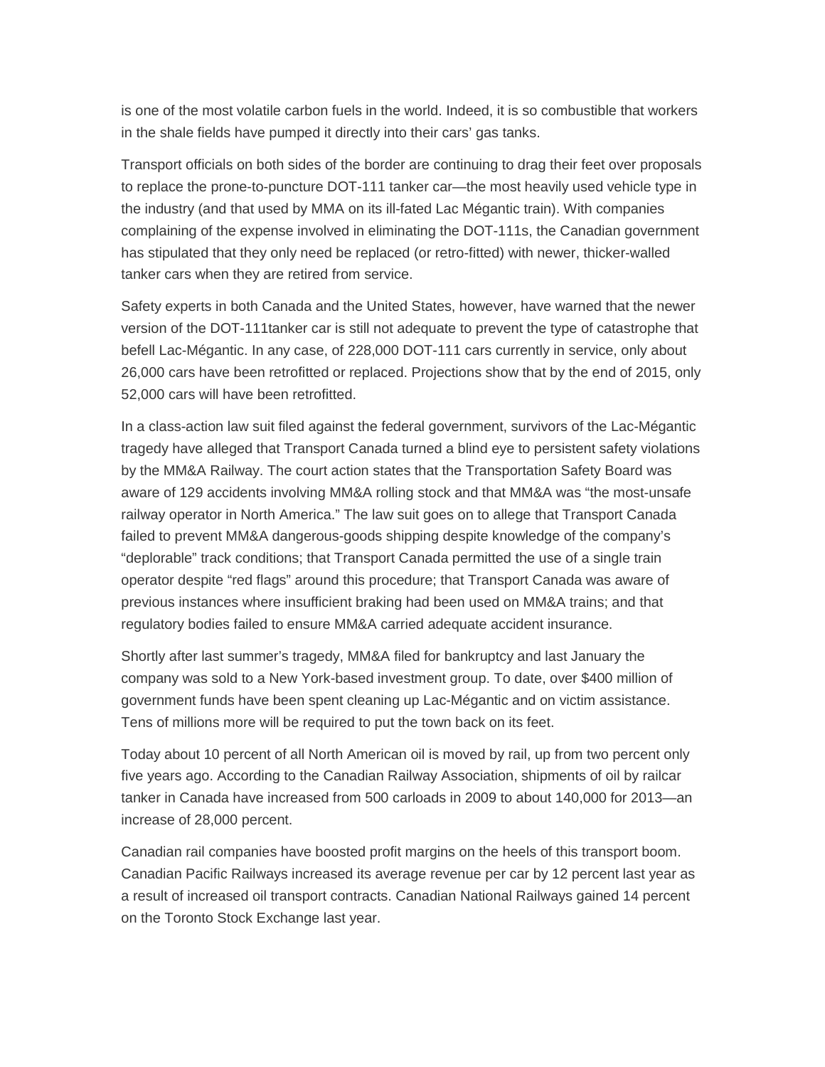is one of the most volatile carbon fuels in the world. Indeed, it is so combustible that workers in the shale fields have pumped it directly into their cars' gas tanks.

Transport officials on both sides of the border are continuing to drag their feet over proposals to replace the prone-to-puncture DOT-111 tanker car—the most heavily used vehicle type in the industry (and that used by MMA on its ill-fated Lac Mégantic train). With companies complaining of the expense involved in eliminating the DOT-111s, the Canadian government has stipulated that they only need be replaced (or retro-fitted) with newer, thicker-walled tanker cars when they are retired from service.

Safety experts in both Canada and the United States, however, have warned that the newer version of the DOT-111tanker car is still not adequate to prevent the type of catastrophe that befell Lac-Mégantic. In any case, of 228,000 DOT-111 cars currently in service, only about 26,000 cars have been retrofitted or replaced. Projections show that by the end of 2015, only 52,000 cars will have been retrofitted.

In a class-action law suit filed against the federal government, survivors of the Lac-Mégantic tragedy have alleged that Transport Canada turned a blind eye to persistent safety violations by the MM&A Railway. The court action states that the Transportation Safety Board was aware of 129 accidents involving MM&A rolling stock and that MM&A was "the most-unsafe railway operator in North America." The law suit goes on to allege that Transport Canada failed to prevent MM&A dangerous-goods shipping despite knowledge of the company's "deplorable" track conditions; that Transport Canada permitted the use of a single train operator despite "red flags" around this procedure; that Transport Canada was aware of previous instances where insufficient braking had been used on MM&A trains; and that regulatory bodies failed to ensure MM&A carried adequate accident insurance.

Shortly after last summer's tragedy, MM&A filed for bankruptcy and last January the company was sold to a New York-based investment group. To date, over $400 million of government funds have been spent cleaning up Lac-Mégantic and on victim assistance. Tens of millions more will be required to put the town back on its feet.

Today about 10 percent of all North American oil is moved by rail, up from two percent only five years ago. According to the Canadian Railway Association, shipments of oil by railcar tanker in Canada have increased from 500 carloads in 2009 to about 140,000 for 2013—an increase of 28,000 percent.

Canadian rail companies have boosted profit margins on the heels of this transport boom. Canadian Pacific Railways increased its average revenue per car by 12 percent last year as a result of increased oil transport contracts. Canadian National Railways gained 14 percent on the Toronto Stock Exchange last year.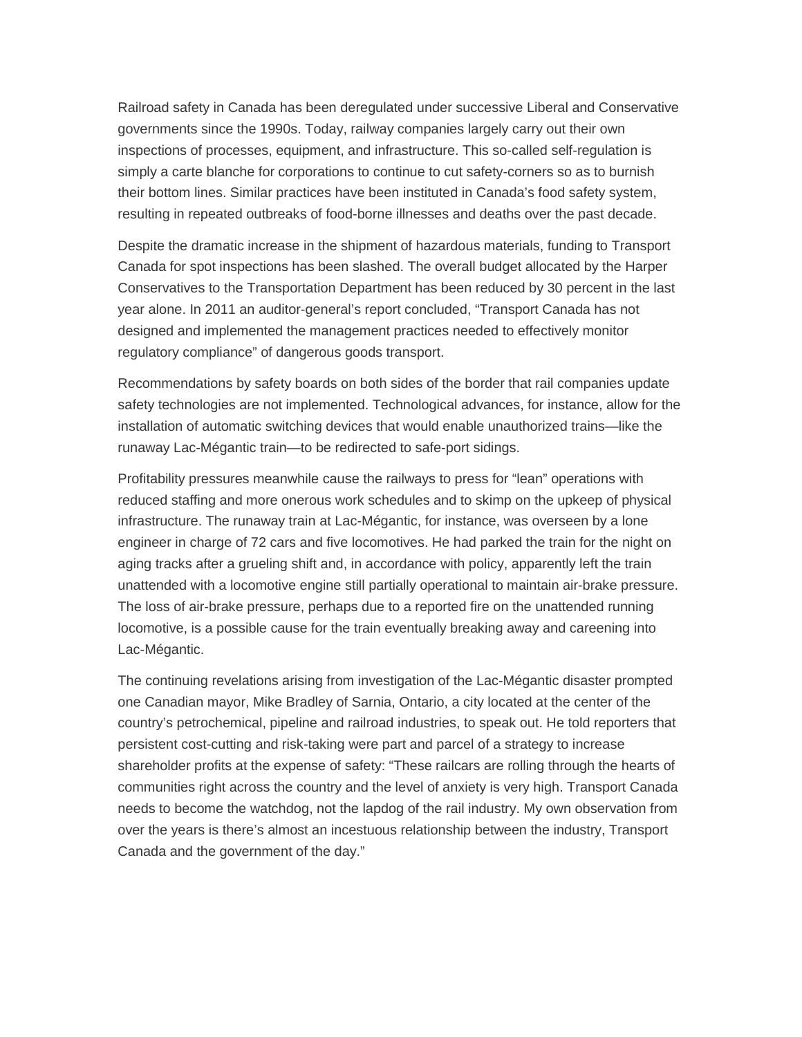Railroad safety in Canada has been deregulated under successive Liberal and Conservative governments since the 1990s. Today, railway companies largely carry out their own inspections of processes, equipment, and infrastructure. This so-called self-regulation is simply a carte blanche for corporations to continue to cut safety-corners so as to burnish their bottom lines. Similar practices have been instituted in Canada's food safety system, resulting in repeated outbreaks of food-borne illnesses and deaths over the past decade.

Despite the dramatic increase in the shipment of hazardous materials, funding to Transport Canada for spot inspections has been slashed. The overall budget allocated by the Harper Conservatives to the Transportation Department has been reduced by 30 percent in the last year alone. In 2011 an auditor-general's report concluded, "Transport Canada has not designed and implemented the management practices needed to effectively monitor regulatory compliance" of dangerous goods transport.

Recommendations by safety boards on both sides of the border that rail companies update safety technologies are not implemented. Technological advances, for instance, allow for the installation of automatic switching devices that would enable unauthorized trains—like the runaway Lac-Mégantic train—to be redirected to safe-port sidings.

Profitability pressures meanwhile cause the railways to press for "lean" operations with reduced staffing and more onerous work schedules and to skimp on the upkeep of physical infrastructure. The runaway train at Lac-Mégantic, for instance, was overseen by a lone engineer in charge of 72 cars and five locomotives. He had parked the train for the night on aging tracks after a grueling shift and, in accordance with policy, apparently left the train unattended with a locomotive engine still partially operational to maintain air-brake pressure. The loss of air-brake pressure, perhaps due to a reported fire on the unattended running locomotive, is a possible cause for the train eventually breaking away and careening into Lac-Mégantic.

The continuing revelations arising from investigation of the Lac-Mégantic disaster prompted one Canadian mayor, Mike Bradley of Sarnia, Ontario, a city located at the center of the country's petrochemical, pipeline and railroad industries, to speak out. He told reporters that persistent cost-cutting and risk-taking were part and parcel of a strategy to increase shareholder profits at the expense of safety: "These railcars are rolling through the hearts of communities right across the country and the level of anxiety is very high. Transport Canada needs to become the watchdog, not the lapdog of the rail industry. My own observation from over the years is there's almost an incestuous relationship between the industry, Transport Canada and the government of the day."